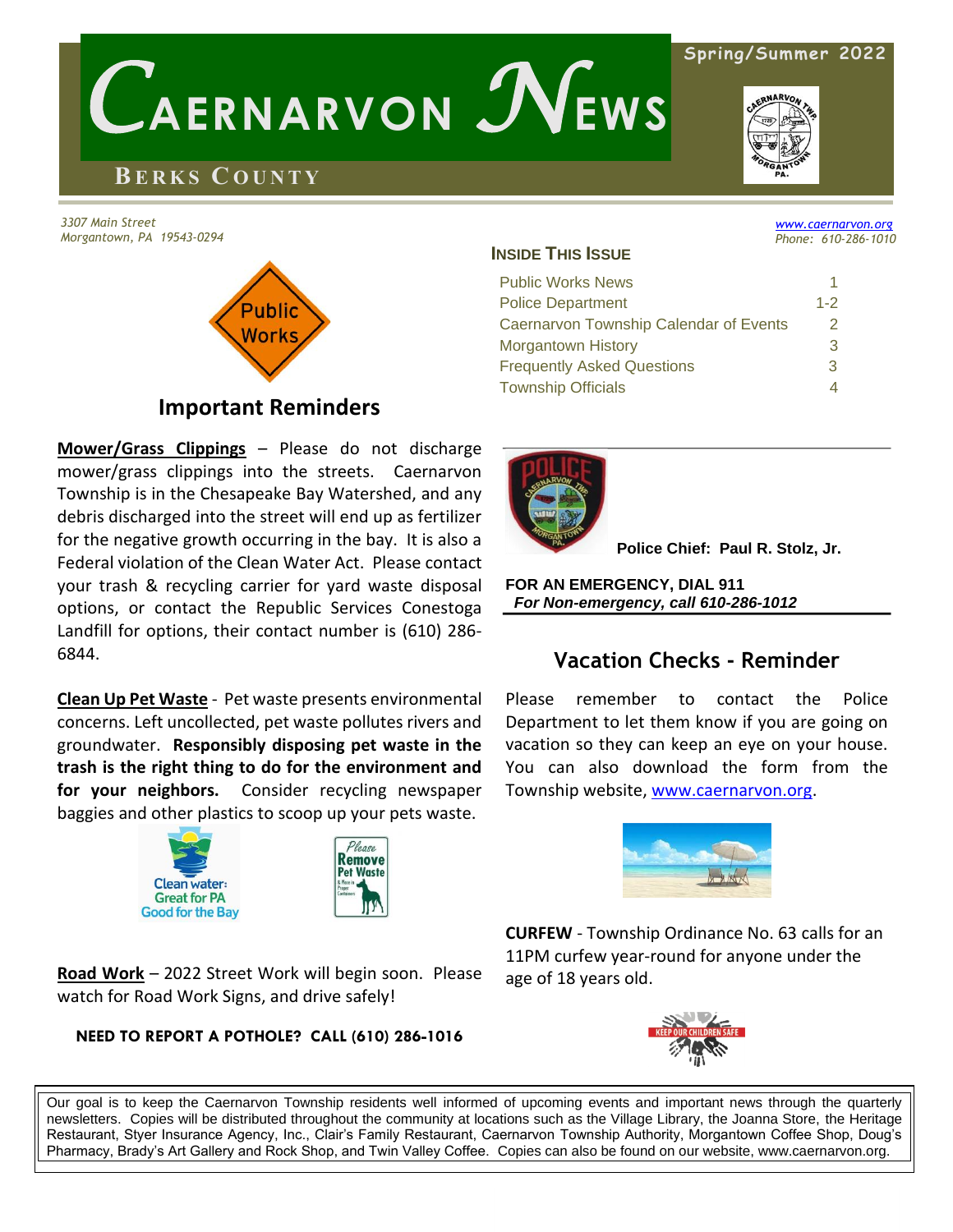# CAERNARVON NEWS

**BERKS COUNTY**

Spring/Summer 2022

*3307 Main Street*
*Morgantown, PA 19543-0294*

*www.caernarvon.org*
*Phone: 610-286-1010*

Public Works

## Important Reminders

**Mower/Grass Clippings** – Please do not discharge mower/grass clippings into the streets. Caernarvon Township is in the Chesapeake Bay Watershed, and any debris discharged into the street will end up as fertilizer for the negative growth occurring in the bay. It is also a Federal violation of the Clean Water Act. Please contact your trash & recycling carrier for yard waste disposal options, or contact the Republic Services Conestoga Landfill for options, their contact number is (610) 286-6844.

**Clean Up Pet Waste** - Pet waste presents environmental concerns. Left uncollected, pet waste pollutes rivers and groundwater. **Responsibly disposing pet waste in the trash is the right thing to do for the environment and for your neighbors.** Consider recycling newspaper baggies and other plastics to scoop up your pets waste.

Clean water: Great for PA Good for the Bay

Please Remove Pet Waste

**Road Work** – 2022 Street Work will begin soon. Please watch for Road Work Signs, and drive safely!

**NEED TO REPORT A POTHOLE? CALL (610) 286-1016**

### INSIDE THIS ISSUE

| | |
|---|---|
| Public Works News | 1 |
| Police Department | 1-2 |
| Caernarvon Township Calendar of Events | 2 |
| Morgantown History | 3 |
| Frequently Asked Questions | 3 |
| Township Officials | 4 |

**Police Chief: Paul R. Stolz, Jr.**

**FOR AN EMERGENCY, DIAL 911**
***For Non-emergency, call 610-286-1012***

## Vacation Checks - Reminder

Please remember to contact the Police Department to let them know if you are going on vacation so they can keep an eye on your house. You can also download the form from the Township website, www.caernarvon.org.

**CURFEW** - Township Ordinance No. 63 calls for an 11PM curfew year-round for anyone under the age of 18 years old.

KEEP OUR CHILDREN SAFE

Our goal is to keep the Caernarvon Township residents well informed of upcoming events and important news through the quarterly newsletters. Copies will be distributed throughout the community at locations such as the Village Library, the Joanna Store, the Heritage Restaurant, Styer Insurance Agency, Inc., Clair's Family Restaurant, Caernarvon Township Authority, Morgantown Coffee Shop, Doug's Pharmacy, Brady's Art Gallery and Rock Shop, and Twin Valley Coffee. Copies can also be found on our website, www.caernarvon.org.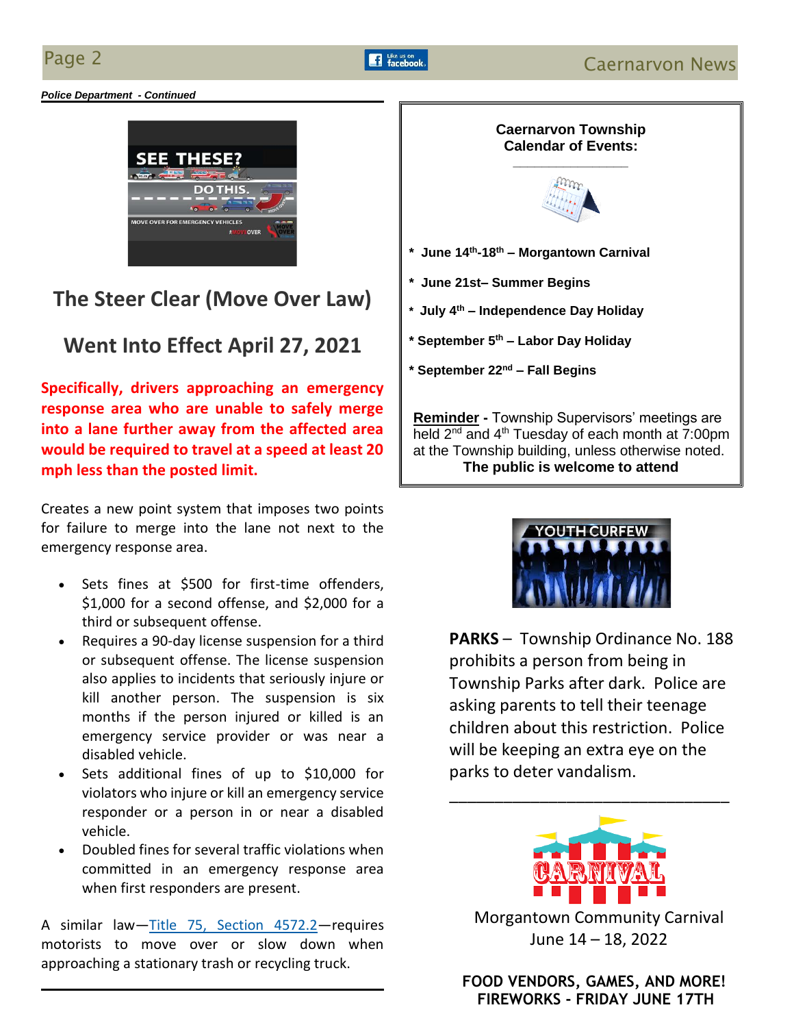*Police Department - Continued*

## The Steer Clear (Move Over Law)

## Went Into Effect April 27, 2021

**Specifically, drivers approaching an emergency response area who are unable to safely merge into a lane further away from the affected area would be required to travel at a speed at least 20 mph less than the posted limit.**

Creates a new point system that imposes two points for failure to merge into the lane not next to the emergency response area.

- Sets fines at $500 for first-time offenders, $1,000 for a second offense, and $2,000 for a third or subsequent offense.
- Requires a 90-day license suspension for a third or subsequent offense. The license suspension also applies to incidents that seriously injure or kill another person. The suspension is six months if the person injured or killed is an emergency service provider or was near a disabled vehicle.
- Sets additional fines of up to $10,000 for violators who injure or kill an emergency service responder or a person in or near a disabled vehicle.
- Doubled fines for several traffic violations when committed in an emergency response area when first responders are present.

A similar law—Title 75, Section 4572.2—requires motorists to move over or slow down when approaching a stationary trash or recycling truck.

---

**Caernarvon Township**
**Calendar of Events:**

- **June 14th-18th – Morgantown Carnival**
- **June 21st– Summer Begins**
- **July 4th – Independence Day Holiday**
- **September 5th – Labor Day Holiday**
- **September 22nd – Fall Begins**

**Reminder** - Township Supervisors' meetings are held 2nd and 4th Tuesday of each month at 7:00pm at the Township building, unless otherwise noted.
**The public is welcome to attend**

---

**PARKS** – Township Ordinance No. 188 prohibits a person from being in Township Parks after dark. Police are asking parents to tell their teenage children about this restriction. Police will be keeping an extra eye on the parks to deter vandalism.

---

Morgantown Community Carnival
June 14 – 18, 2022

**FOOD VENDORS, GAMES, AND MORE!**
**FIREWORKS - FRIDAY JUNE 17TH**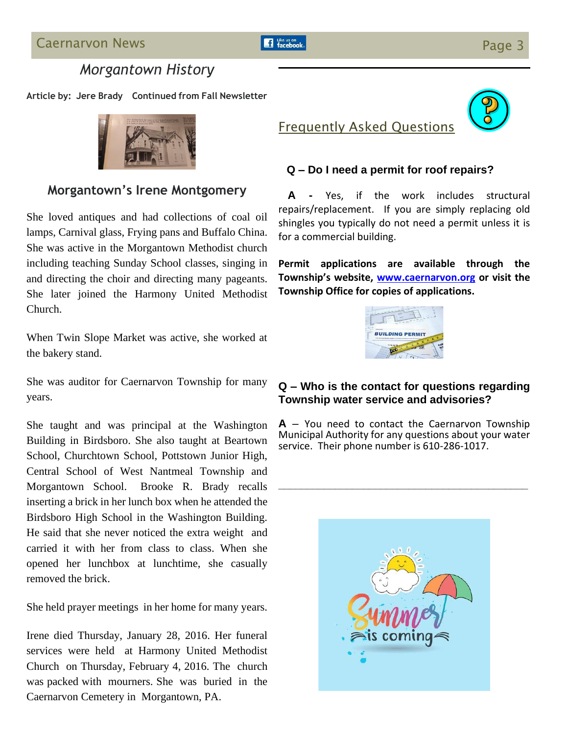# Morgantown History

**Article by: Jere Brady Continued from Fall Newsletter**

## Morgantown's Irene Montgomery

She loved antiques and had collections of coal oil lamps, Carnival glass, Frying pans and Buffalo China. She was active in the Morgantown Methodist church including teaching Sunday School classes, singing in and directing the choir and directing many pageants. She later joined the Harmony United Methodist Church.

When Twin Slope Market was active, she worked at the bakery stand.

She was auditor for Caernarvon Township for many years.

She taught and was principal at the Washington Building in Birdsboro. She also taught at Beartown School, Churchtown School, Pottstown Junior High, Central School of West Nantmeal Township and Morgantown School. Brooke R. Brady recalls inserting a brick in her lunch box when he attended the Birdsboro High School in the Washington Building. He said that she never noticed the extra weight and carried it with her from class to class. When she opened her lunchbox at lunchtime, she casually removed the brick.

She held prayer meetings in her home for many years.

Irene died Thursday, January 28, 2016. Her funeral services were held at Harmony United Methodist Church on Thursday, February 4, 2016. The church was packed with mourners. She was buried in the Caernarvon Cemetery in Morgantown, PA.

## Frequently Asked Questions

**Q – Do I need a permit for roof repairs?**

**A -** Yes, if the work includes structural repairs/replacement. If you are simply replacing old shingles you typically do not need a permit unless it is for a commercial building.

**Permit applications are available through the Township's website, www.caernarvon.org or visit the Township Office for copies of applications.**

**Q – Who is the contact for questions regarding Township water service and advisories?**

**A** – You need to contact the Caernarvon Township Municipal Authority for any questions about your water service. Their phone number is 610-286-1017.

---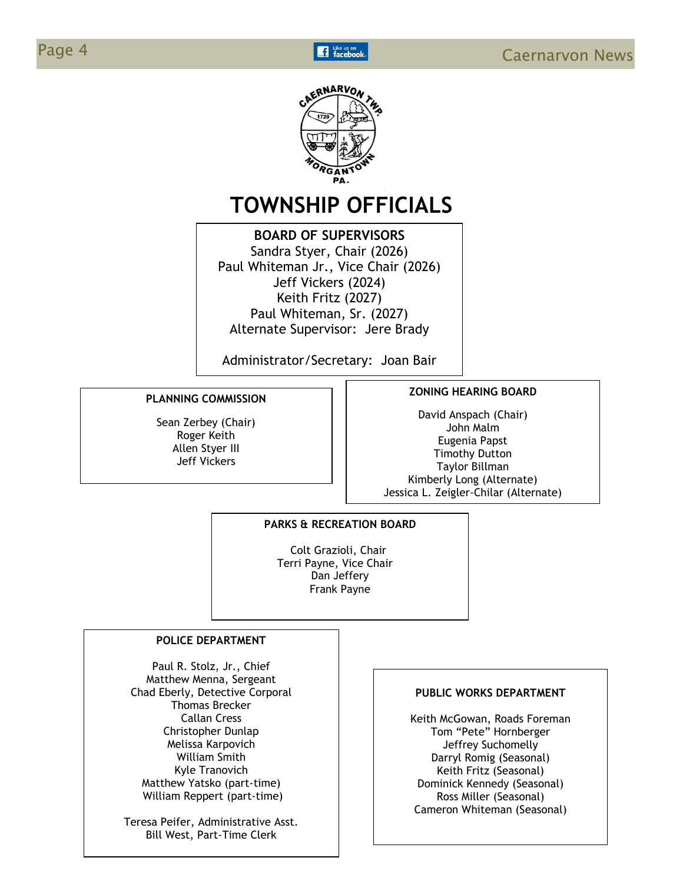# TOWNSHIP OFFICIALS

## BOARD OF SUPERVISORS

Sandra Styer, Chair (2026)
Paul Whiteman Jr., Vice Chair (2026)
Jeff Vickers (2024)
Keith Fritz (2027)
Paul Whiteman, Sr. (2027)
Alternate Supervisor: Jere Brady

Administrator/Secretary: Joan Bair

### PLANNING COMMISSION

Sean Zerbey (Chair)
Roger Keith
Allen Styer III
Jeff Vickers

### ZONING HEARING BOARD

David Anspach (Chair)
John Malm
Eugenia Papst
Timothy Dutton
Taylor Billman
Kimberly Long (Alternate)
Jessica L. Zeigler-Chilar (Alternate)

### PARKS & RECREATION BOARD

Colt Grazioli, Chair
Terri Payne, Vice Chair
Dan Jeffery
Frank Payne

### POLICE DEPARTMENT

Paul R. Stolz, Jr., Chief
Matthew Menna, Sergeant
Chad Eberly, Detective Corporal
Thomas Brecker
Callan Cress
Christopher Dunlap
Melissa Karpovich
William Smith
Kyle Tranovich
Matthew Yatsko (part-time)
William Reppert (part-time)

Teresa Peifer, Administrative Asst.
Bill West, Part-Time Clerk

### PUBLIC WORKS DEPARTMENT

Keith McGowan, Roads Foreman
Tom "Pete" Hornberger
Jeffrey Suchomelly
Darryl Romig (Seasonal)
Keith Fritz (Seasonal)
Dominick Kennedy (Seasonal)
Ross Miller (Seasonal)
Cameron Whiteman (Seasonal)